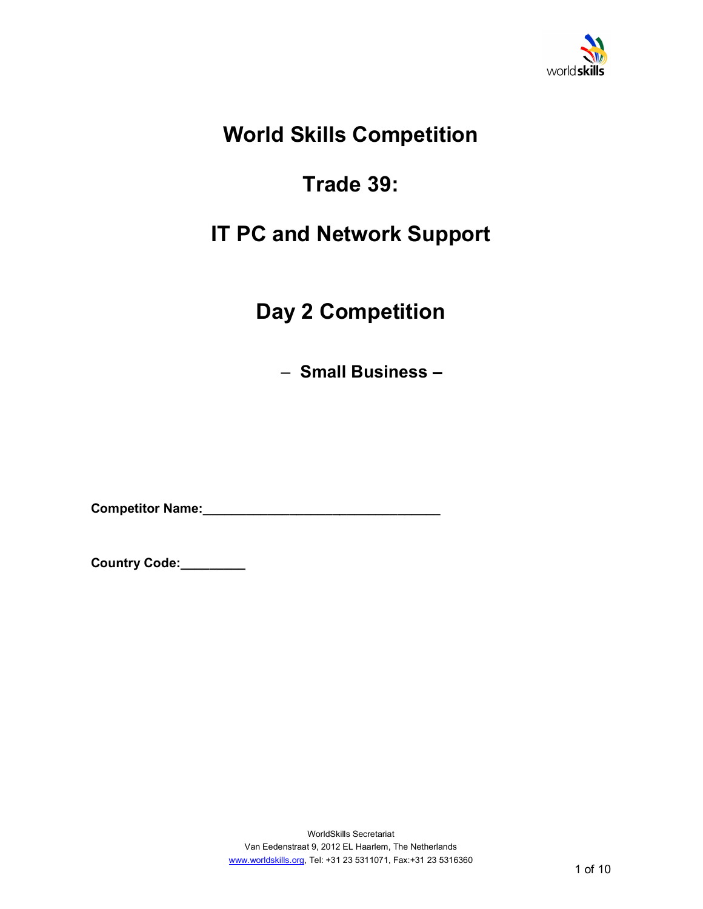# World Skills Competition

# Trade 39:

# IT PC and Network Support

## Day 2 Competition

### – Small Business –

**Competitor Name:________________________________**

**Country Code:_________**

WorldSkills Secretariat
Van Eedenstraat 9, 2012 EL Haarlem, The Netherlands
www.worldskills.org, Tel: +31 23 5311071, Fax:+31 23 5316360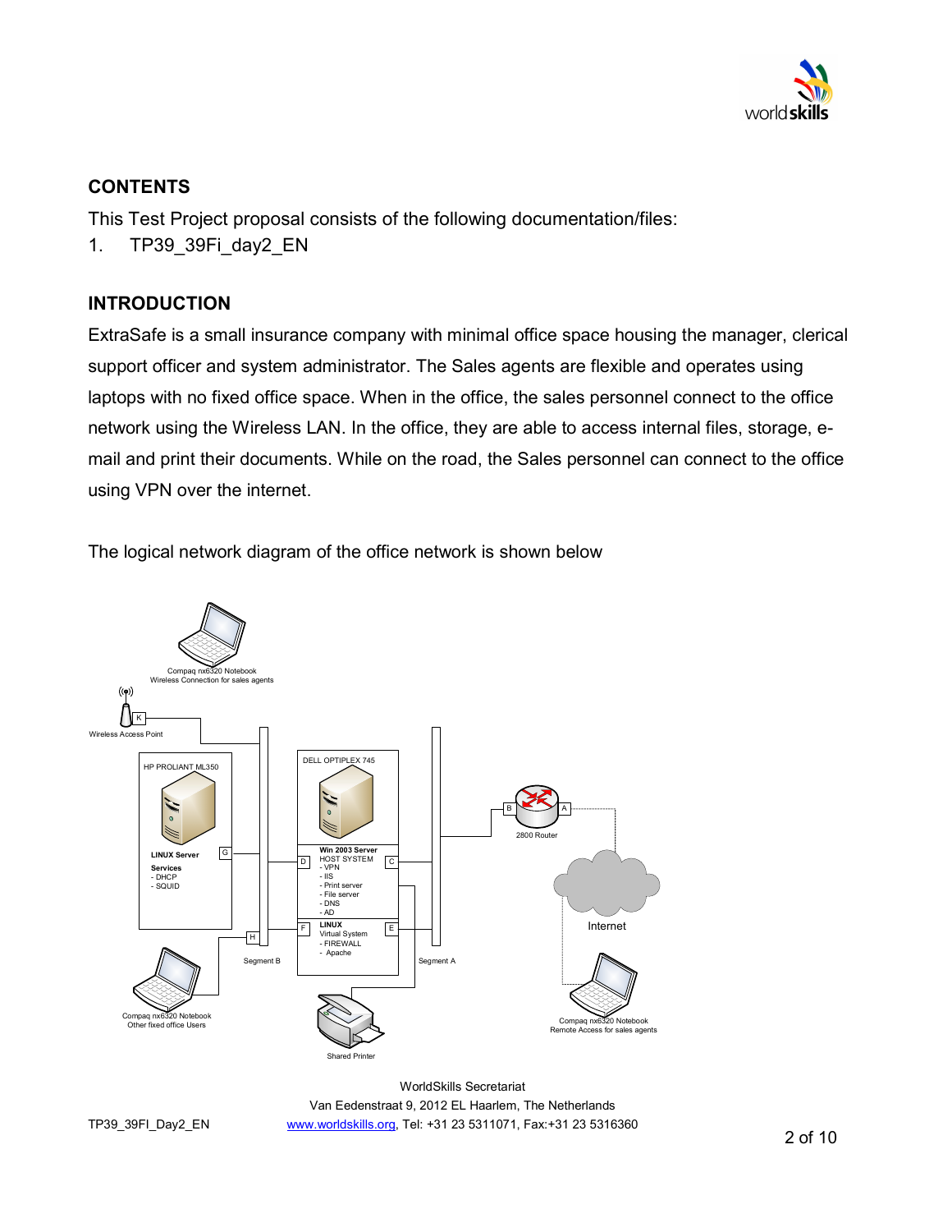## CONTENTS

This Test Project proposal consists of the following documentation/files:

1. TP39_39Fi_day2_EN

## INTRODUCTION

ExtraSafe is a small insurance company with minimal office space housing the manager, clerical support officer and system administrator. The Sales agents are flexible and operates using laptops with no fixed office space. When in the office, the sales personnel connect to the office network using the Wireless LAN. In the office, they are able to access internal files, storage, e-mail and print their documents. While on the road, the Sales personnel can connect to the office using VPN over the internet.

The logical network diagram of the office network is shown below

Compaq nx6320 Notebook
Wireless Connection for sales agents

Wireless Access Point

K

HP PROLIANT ML350

LINUX Server

Services
- DHCP
- SQUID

G

H

Segment B

DELL OPTIPLEX 745

Win 2003 Server
HOST SYSTEM
- VPN
- IIS
- Print server
- File server
- DNS
- AD

D

C

LINUX
Virtual System
- FIREWALL
- Apache

F

E

Segment A

B

A

2800 Router

Internet

Compaq nx6320 Notebook
Other fixed office Users

Shared Printer

Compaq nx6320 Notebook
Remote Access for sales agents

WorldSkills Secretariat
Van Eedenstraat 9, 2012 EL Haarlem, The Netherlands
www.worldskills.org, Tel: +31 23 5311071, Fax:+31 23 5316360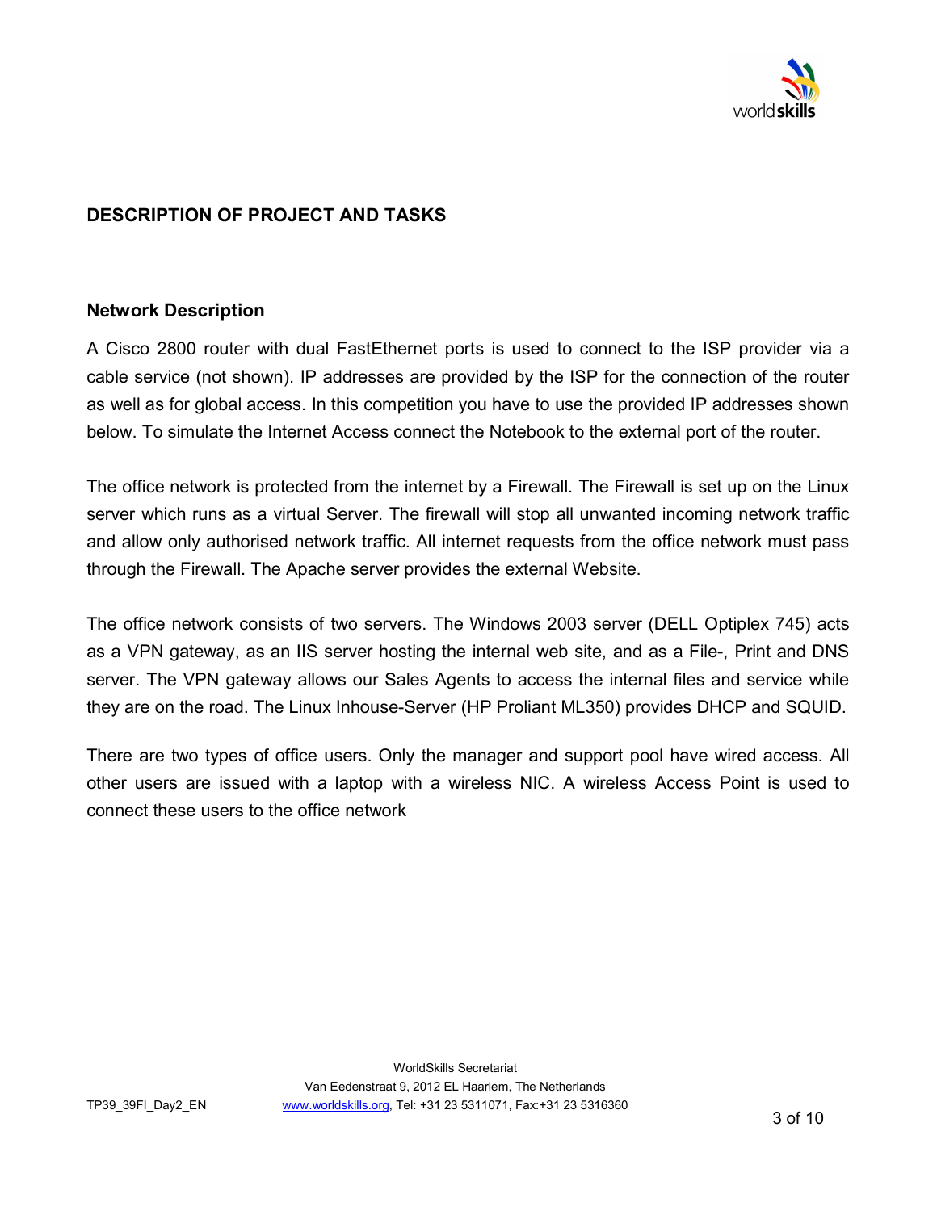## DESCRIPTION OF PROJECT AND TASKS

### Network Description

A Cisco 2800 router with dual FastEthernet ports is used to connect to the ISP provider via a cable service (not shown). IP addresses are provided by the ISP for the connection of the router as well as for global access. In this competition you have to use the provided IP addresses shown below. To simulate the Internet Access connect the Notebook to the external port of the router.

The office network is protected from the internet by a Firewall. The Firewall is set up on the Linux server which runs as a virtual Server. The firewall will stop all unwanted incoming network traffic and allow only authorised network traffic. All internet requests from the office network must pass through the Firewall. The Apache server provides the external Website.

The office network consists of two servers. The Windows 2003 server (DELL Optiplex 745) acts as a VPN gateway, as an IIS server hosting the internal web site, and as a File-, Print and DNS server. The VPN gateway allows our Sales Agents to access the internal files and service while they are on the road. The Linux Inhouse-Server (HP Proliant ML350) provides DHCP and SQUID.

There are two types of office users. Only the manager and support pool have wired access. All other users are issued with a laptop with a wireless NIC. A wireless Access Point is used to connect these users to the office network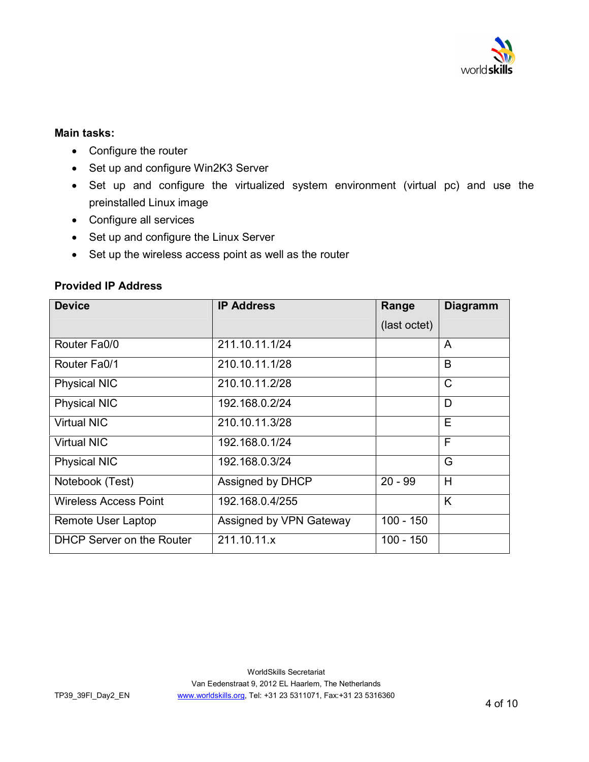**Main tasks:**

- Configure the router
- Set up and configure Win2K3 Server
- Set up and configure the virtualized system environment (virtual pc) and use the preinstalled Linux image
- Configure all services
- Set up and configure the Linux Server
- Set up the wireless access point as well as the router

**Provided IP Address**

| Device | IP Address | Range (last octet) | Diagramm |
|---|---|---|---|
| Router Fa0/0 | 211.10.11.1/24 | | A |
| Router Fa0/1 | 210.10.11.1/28 | | B |
| Physical NIC | 210.10.11.2/28 | | C |
| Physical NIC | 192.168.0.2/24 | | D |
| Virtual NIC | 210.10.11.3/28 | | E |
| Virtual NIC | 192.168.0.1/24 | | F |
| Physical NIC | 192.168.0.3/24 | | G |
| Notebook (Test) | Assigned by DHCP | 20 - 99 | H |
| Wireless Access Point | 192.168.0.4/255 | | K |
| Remote User Laptop | Assigned by VPN Gateway | 100 - 150 | |
| DHCP Server on the Router | 211.10.11.x | 100 - 150 | |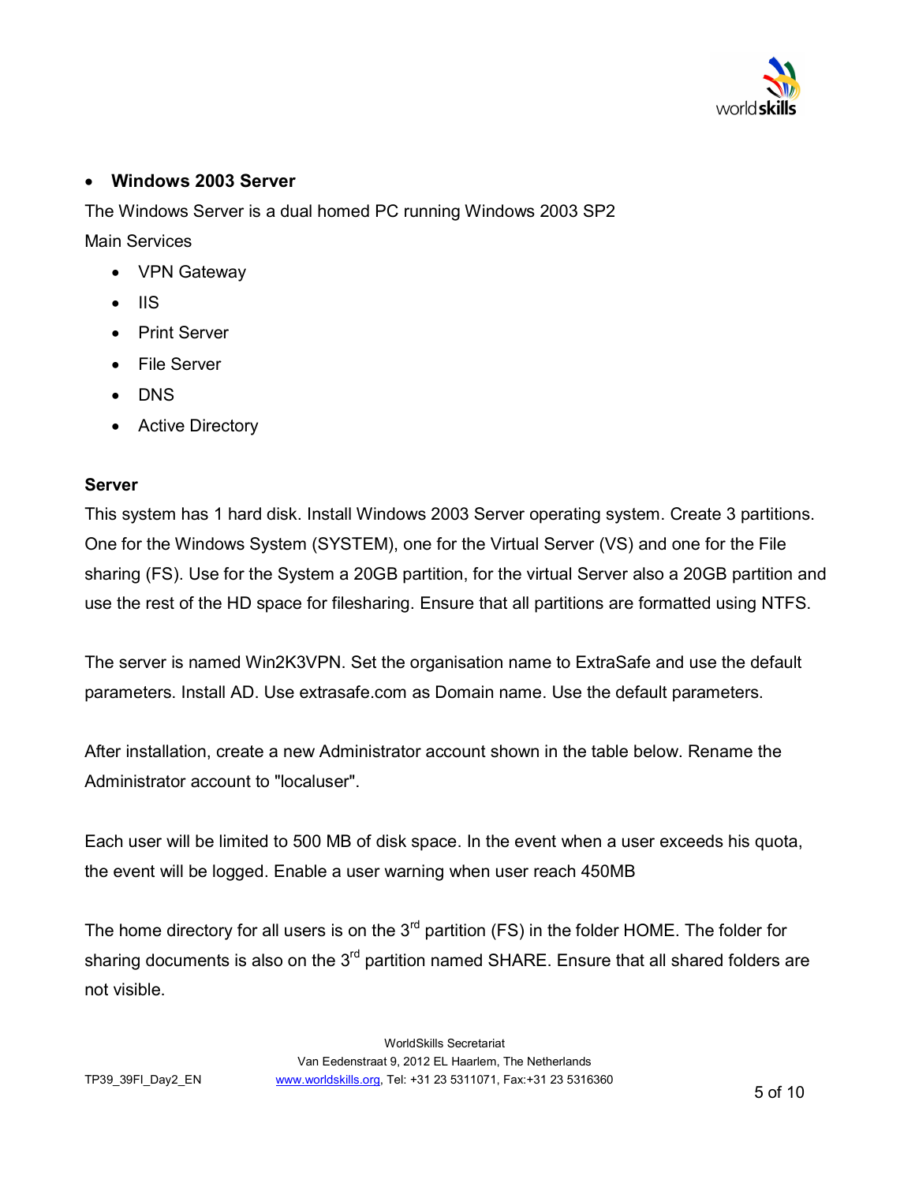- **Windows 2003 Server**

The Windows Server is a dual homed PC running Windows 2003 SP2

Main Services

- VPN Gateway
- IIS
- Print Server
- File Server
- DNS
- Active Directory

**Server**

This system has 1 hard disk. Install Windows 2003 Server operating system. Create 3 partitions. One for the Windows System (SYSTEM), one for the Virtual Server (VS) and one for the File sharing (FS). Use for the System a 20GB partition, for the virtual Server also a 20GB partition and use the rest of the HD space for filesharing. Ensure that all partitions are formatted using NTFS.

The server is named Win2K3VPN. Set the organisation name to ExtraSafe and use the default parameters. Install AD. Use extrasafe.com as Domain name. Use the default parameters.

After installation, create a new Administrator account shown in the table below. Rename the Administrator account to "localuser".

Each user will be limited to 500 MB of disk space. In the event when a user exceeds his quota, the event will be logged. Enable a user warning when user reach 450MB

The home directory for all users is on the 3rd partition (FS) in the folder HOME. The folder for sharing documents is also on the 3rd partition named SHARE. Ensure that all shared folders are not visible.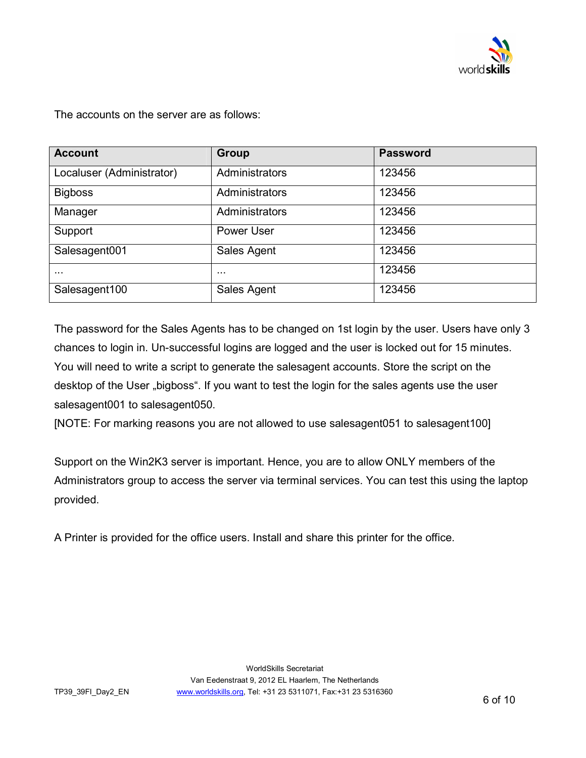The accounts on the server are as follows:

| Account | Group | Password |
|---|---|---|
| Localuser (Administrator) | Administrators | 123456 |
| Bigboss | Administrators | 123456 |
| Manager | Administrators | 123456 |
| Support | Power User | 123456 |
| Salesagent001 | Sales Agent | 123456 |
| ... | ... | 123456 |
| Salesagent100 | Sales Agent | 123456 |

The password for the Sales Agents has to be changed on 1st login by the user. Users have only 3 chances to login in. Un-successful logins are logged and the user is locked out for 15 minutes. You will need to write a script to generate the salesagent accounts. Store the script on the desktop of the User „bigboss". If you want to test the login for the sales agents use the user salesagent001 to salesagent050.
[NOTE: For marking reasons you are not allowed to use salesagent051 to salesagent100]

Support on the Win2K3 server is important. Hence, you are to allow ONLY members of the Administrators group to access the server via terminal services. You can test this using the laptop provided.

A Printer is provided for the office users. Install and share this printer for the office.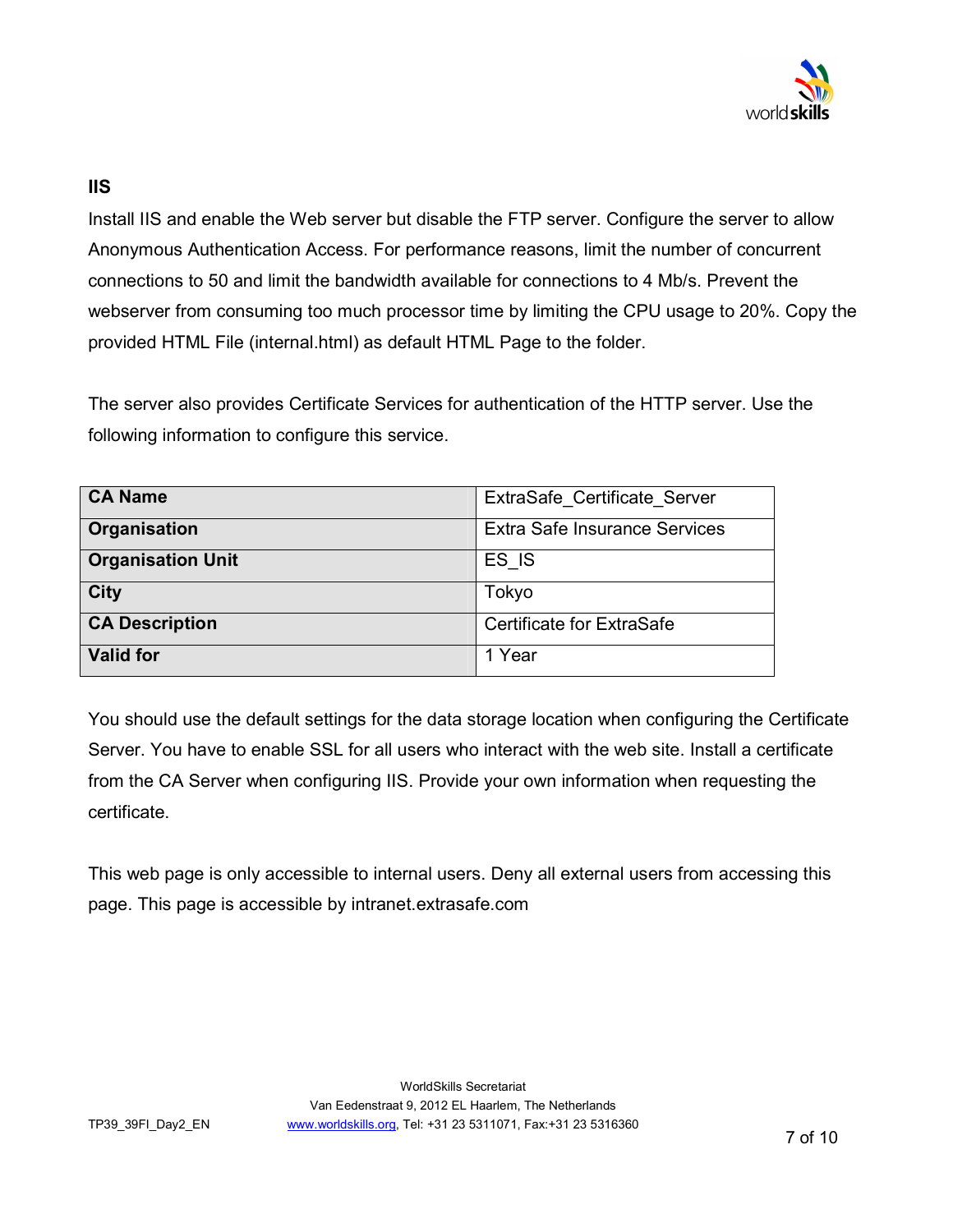## IIS

Install IIS and enable the Web server but disable the FTP server. Configure the server to allow Anonymous Authentication Access. For performance reasons, limit the number of concurrent connections to 50 and limit the bandwidth available for connections to 4 Mb/s. Prevent the webserver from consuming too much processor time by limiting the CPU usage to 20%. Copy the provided HTML File (internal.html) as default HTML Page to the folder.

The server also provides Certificate Services for authentication of the HTTP server. Use the following information to configure this service.

| | |
|---|---|
| **CA Name** | ExtraSafe_Certificate_Server |
| **Organisation** | Extra Safe Insurance Services |
| **Organisation Unit** | ES_IS |
| **City** | Tokyo |
| **CA Description** | Certificate for ExtraSafe |
| **Valid for** | 1 Year |

You should use the default settings for the data storage location when configuring the Certificate Server. You have to enable SSL for all users who interact with the web site. Install a certificate from the CA Server when configuring IIS. Provide your own information when requesting the certificate.

This web page is only accessible to internal users. Deny all external users from accessing this page. This page is accessible by intranet.extrasafe.com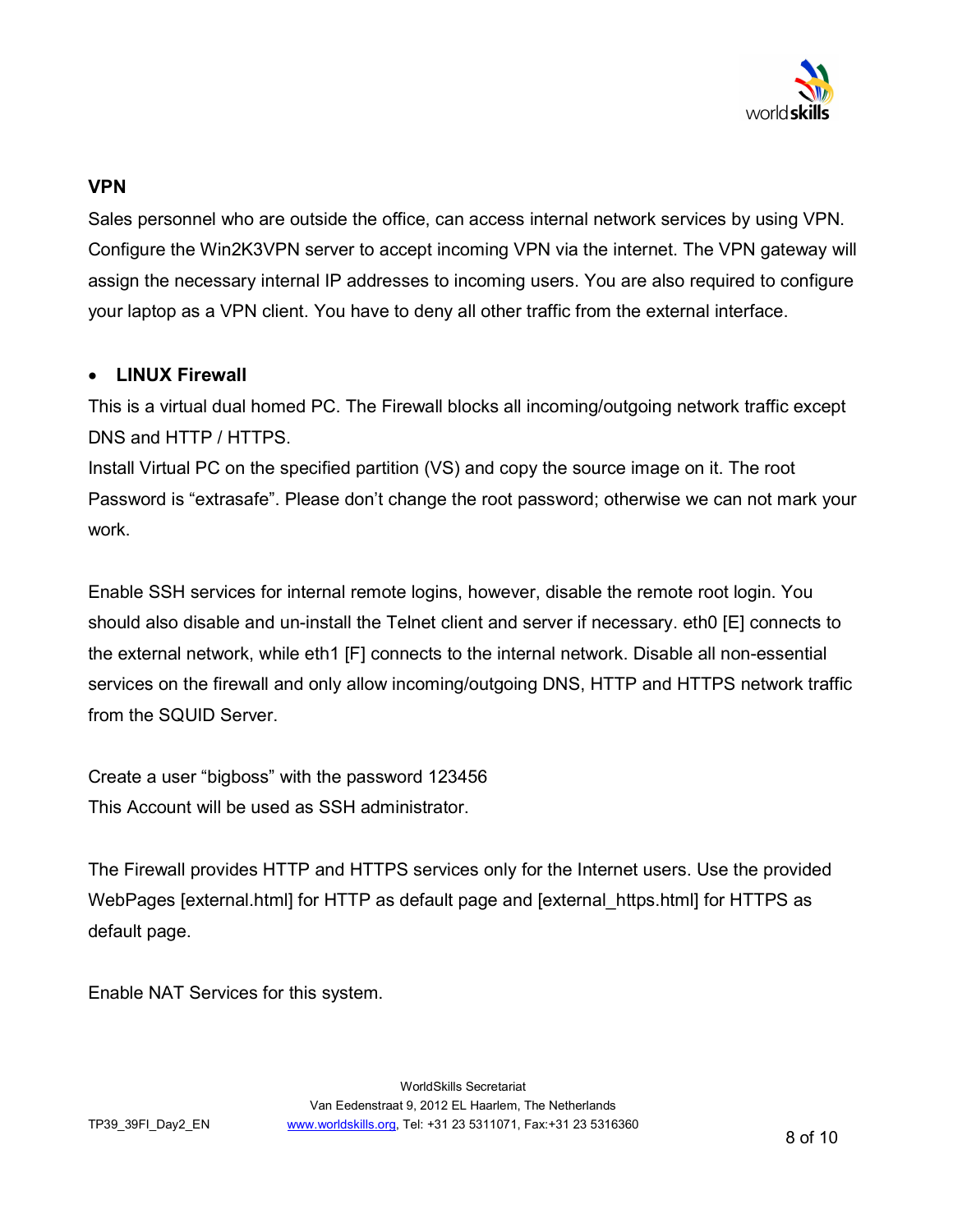## VPN

Sales personnel who are outside the office, can access internal network services by using VPN. Configure the Win2K3VPN server to accept incoming VPN via the internet. The VPN gateway will assign the necessary internal IP addresses to incoming users. You are also required to configure your laptop as a VPN client. You have to deny all other traffic from the external interface.

- **LINUX Firewall**

This is a virtual dual homed PC. The Firewall blocks all incoming/outgoing network traffic except DNS and HTTP / HTTPS.
Install Virtual PC on the specified partition (VS) and copy the source image on it. The root Password is “extrasafe”. Please don’t change the root password; otherwise we can not mark your work.

Enable SSH services for internal remote logins, however, disable the remote root login. You should also disable and un-install the Telnet client and server if necessary. eth0 [E] connects to the external network, while eth1 [F] connects to the internal network. Disable all non-essential services on the firewall and only allow incoming/outgoing DNS, HTTP and HTTPS network traffic from the SQUID Server.

Create a user “bigboss” with the password 123456
This Account will be used as SSH administrator.

The Firewall provides HTTP and HTTPS services only for the Internet users. Use the provided WebPages [external.html] for HTTP as default page and [external_https.html] for HTTPS as default page.

Enable NAT Services for this system.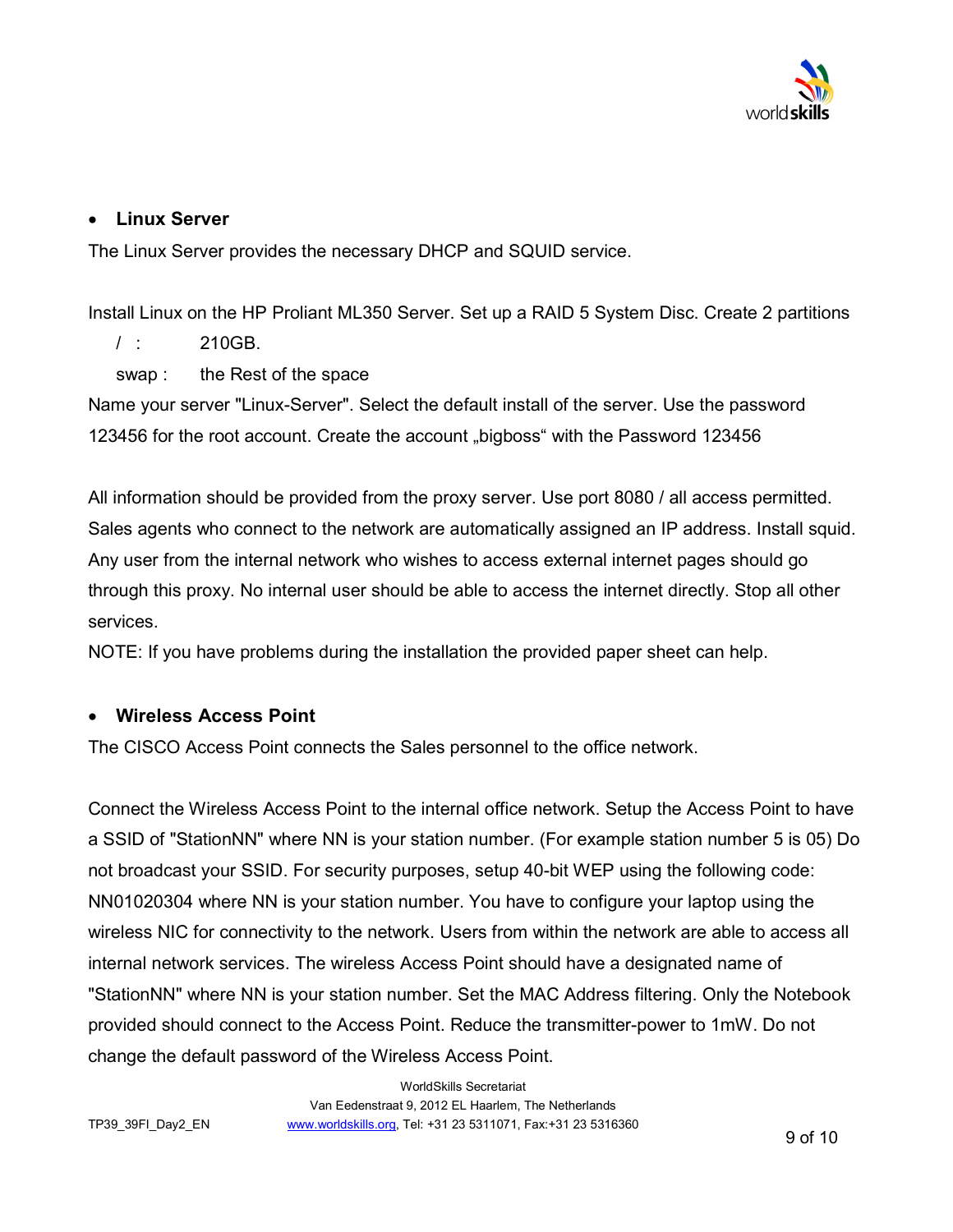- **Linux Server**

The Linux Server provides the necessary DHCP and SQUID service.

Install Linux on the HP Proliant ML350 Server. Set up a RAID 5 System Disc. Create 2 partitions

/ : 210GB.

swap : the Rest of the space

Name your server "Linux-Server". Select the default install of the server. Use the password 123456 for the root account. Create the account „bigboss“ with the Password 123456

All information should be provided from the proxy server. Use port 8080 / all access permitted. Sales agents who connect to the network are automatically assigned an IP address. Install squid. Any user from the internal network who wishes to access external internet pages should go through this proxy. No internal user should be able to access the internet directly. Stop all other services.

NOTE: If you have problems during the installation the provided paper sheet can help.

- **Wireless Access Point**

The CISCO Access Point connects the Sales personnel to the office network.

Connect the Wireless Access Point to the internal office network. Setup the Access Point to have a SSID of "StationNN" where NN is your station number. (For example station number 5 is 05) Do not broadcast your SSID. For security purposes, setup 40-bit WEP using the following code: NN01020304 where NN is your station number. You have to configure your laptop using the wireless NIC for connectivity to the network. Users from within the network are able to access all internal network services. The wireless Access Point should have a designated name of "StationNN" where NN is your station number. Set the MAC Address filtering. Only the Notebook provided should connect to the Access Point. Reduce the transmitter-power to 1mW. Do not change the default password of the Wireless Access Point.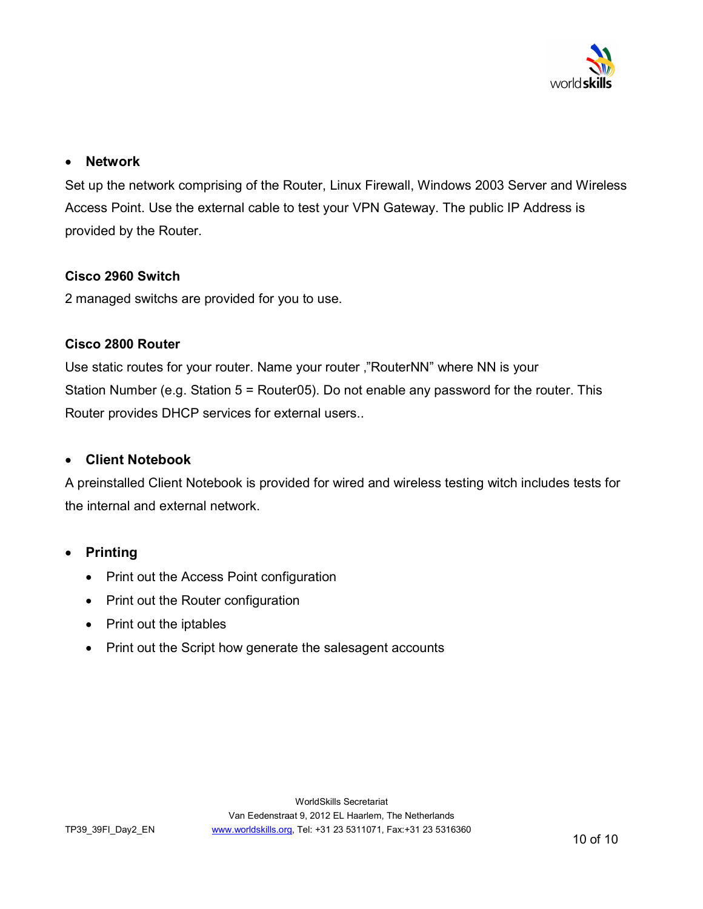- **Network**

Set up the network comprising of the Router, Linux Firewall, Windows 2003 Server and Wireless Access Point. Use the external cable to test your VPN Gateway. The public IP Address is provided by the Router.

**Cisco 2960 Switch**

2 managed switchs are provided for you to use.

**Cisco 2800 Router**

Use static routes for your router. Name your router ,"RouterNN" where NN is your Station Number (e.g. Station 5 = Router05). Do not enable any password for the router. This Router provides DHCP services for external users..

- **Client Notebook**

A preinstalled Client Notebook is provided for wired and wireless testing witch includes tests for the internal and external network.

- **Printing**
    - Print out the Access Point configuration
    - Print out the Router configuration
    - Print out the iptables
    - Print out the Script how generate the salesagent accounts